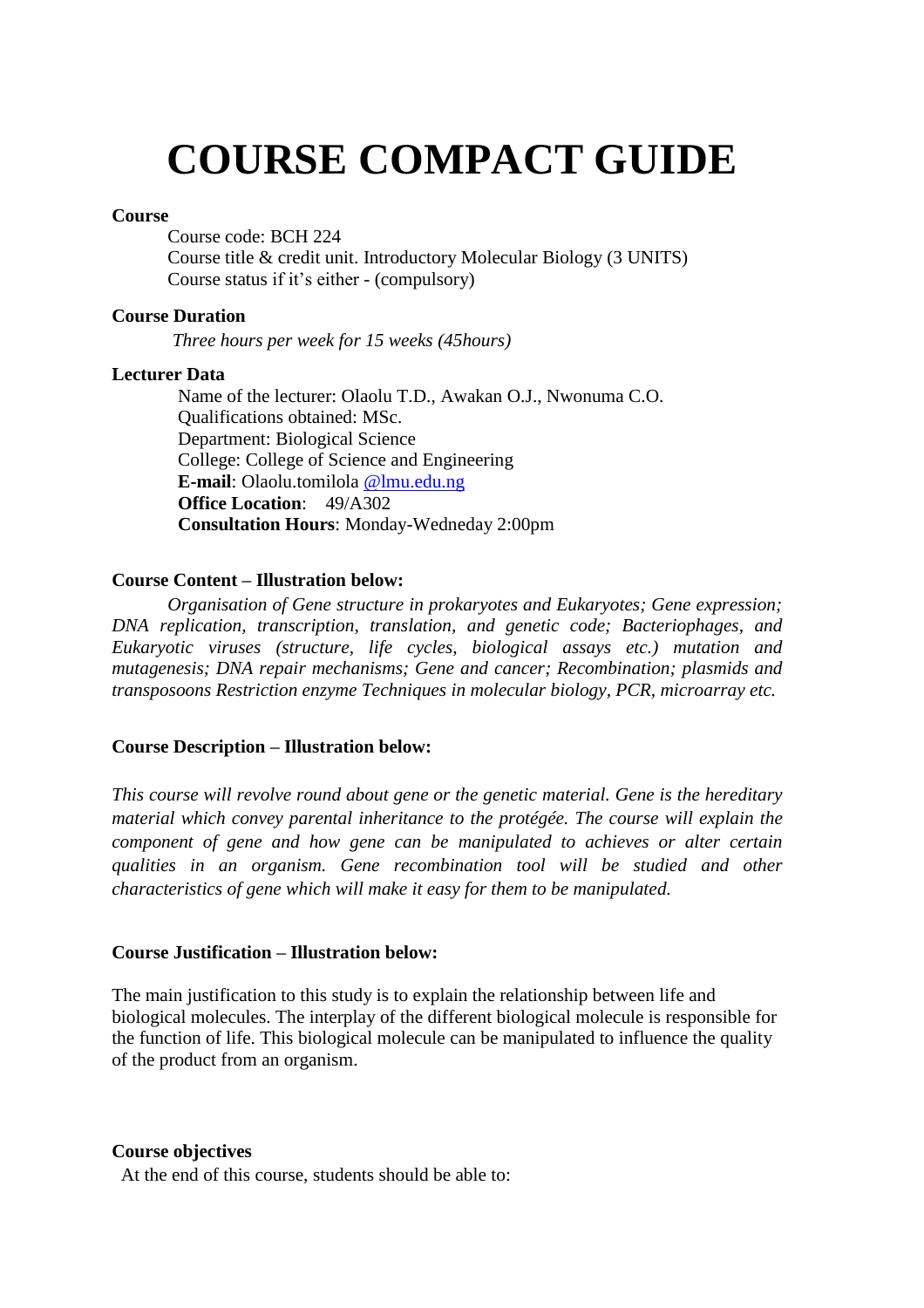# COURSE COMPACT GUIDE

**Course**

Course code: BCH 224
Course title & credit unit. Introductory Molecular Biology (3 UNITS)
Course status if it's either - (compulsory)

**Course Duration**

*Three hours per week for 15 weeks (45hours)*

**Lecturer Data**

Name of the lecturer: Olaolu T.D., Awakan O.J., Nwonuma C.O.
Qualifications obtained: MSc.
Department: Biological Science
College: College of Science and Engineering
**E-mail**: Olaolu.tomilola @lmu.edu.ng
**Office Location**: 49/A302
**Consultation Hours**: Monday-Wedneday 2:00pm

**Course Content – Illustration below:**

*Organisation of Gene structure in prokaryotes and Eukaryotes; Gene expression; DNA replication, transcription, translation, and genetic code; Bacteriophages, and Eukaryotic viruses (structure, life cycles, biological assays etc.) mutation and mutagenesis; DNA repair mechanisms; Gene and cancer; Recombination; plasmids and transposoons Restriction enzyme Techniques in molecular biology, PCR, microarray etc.*

**Course Description – Illustration below:**

*This course will revolve round about gene or the genetic material. Gene is the hereditary material which convey parental inheritance to the protégée. The course will explain the component of gene and how gene can be manipulated to achieves or alter certain qualities in an organism. Gene recombination tool will be studied and other characteristics of gene which will make it easy for them to be manipulated.*

**Course Justification – Illustration below:**

The main justification to this study is to explain the relationship between life and biological molecules. The interplay of the different biological molecule is responsible for the function of life. This biological molecule can be manipulated to influence the quality of the product from an organism.

**Course objectives**

At the end of this course, students should be able to: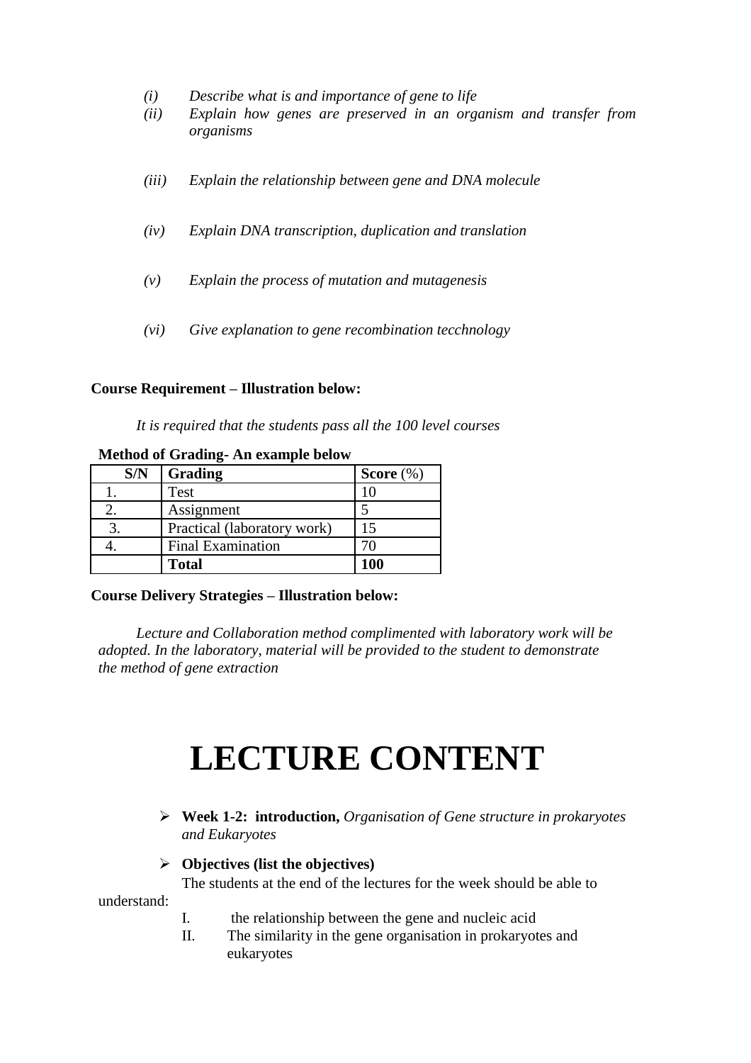*(i) Describe what is and importance of gene to life*

*(ii) Explain how genes are preserved in an organism and transfer from organisms*

*(iii) Explain the relationship between gene and DNA molecule*

*(iv) Explain DNA transcription, duplication and translation*

*(v) Explain the process of mutation and mutagenesis*

*(vi) Give explanation to gene recombination tecchnology*

**Course Requirement – Illustration below:**

*It is required that the students pass all the 100 level courses*

**Method of Grading- An example below**

| S/N | Grading | Score (%) |
|---|---|---|
| 1. | Test | 10 |
| 2. | Assignment | 5 |
| 3. | Practical (laboratory work) | 15 |
| 4. | Final Examination | 70 |
| | **Total** | **100** |

**Course Delivery Strategies – Illustration below:**

*Lecture and Collaboration method complimented with laboratory work will be adopted. In the laboratory, material will be provided to the student to demonstrate the method of gene extraction*

# LECTURE CONTENT

- **Week 1-2: introduction,** *Organisation of Gene structure in prokaryotes and Eukaryotes*

- **Objectives (list the objectives)**

  The students at the end of the lectures for the week should be able to understand:

  I. the relationship between the gene and nucleic acid

  II. The similarity in the gene organisation in prokaryotes and eukaryotes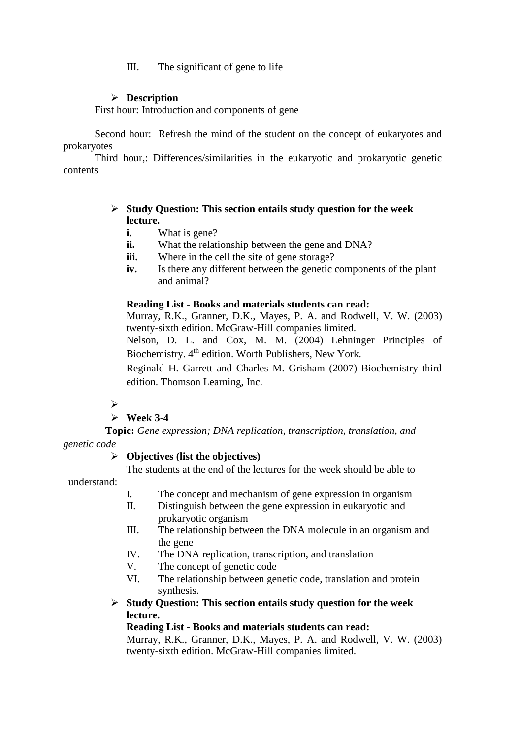III. The significant of gene to life

- **Description**

First hour: Introduction and components of gene

Second hour: Refresh the mind of the student on the concept of eukaryotes and prokaryotes

Third hour,: Differences/similarities in the eukaryotic and prokaryotic genetic contents

- **Study Question: This section entails study question for the week lecture.**
  - **i.** What is gene?
  - **ii.** What the relationship between the gene and DNA?
  - **iii.** Where in the cell the site of gene storage?
  - **iv.** Is there any different between the genetic components of the plant and animal?

**Reading List - Books and materials students can read:**

Murray, R.K., Granner, D.K., Mayes, P. A. and Rodwell, V. W. (2003) twenty-sixth edition. McGraw-Hill companies limited.

Nelson, D. L. and Cox, M. M. (2004) Lehninger Principles of Biochemistry. 4th edition. Worth Publishers, New York.

Reginald H. Garrett and Charles M. Grisham (2007) Biochemistry third edition. Thomson Learning, Inc.

- **Week 3-4**

**Topic:** *Gene expression; DNA replication, transcription, translation, and genetic code*

- **Objectives (list the objectives)**

The students at the end of the lectures for the week should be able to understand:

- I. The concept and mechanism of gene expression in organism
- II. Distinguish between the gene expression in eukaryotic and prokaryotic organism
- III. The relationship between the DNA molecule in an organism and the gene
- IV. The DNA replication, transcription, and translation
- V. The concept of genetic code
- VI. The relationship between genetic code, translation and protein synthesis.

- **Study Question: This section entails study question for the week lecture.**

**Reading List - Books and materials students can read:**

Murray, R.K., Granner, D.K., Mayes, P. A. and Rodwell, V. W. (2003) twenty-sixth edition. McGraw-Hill companies limited.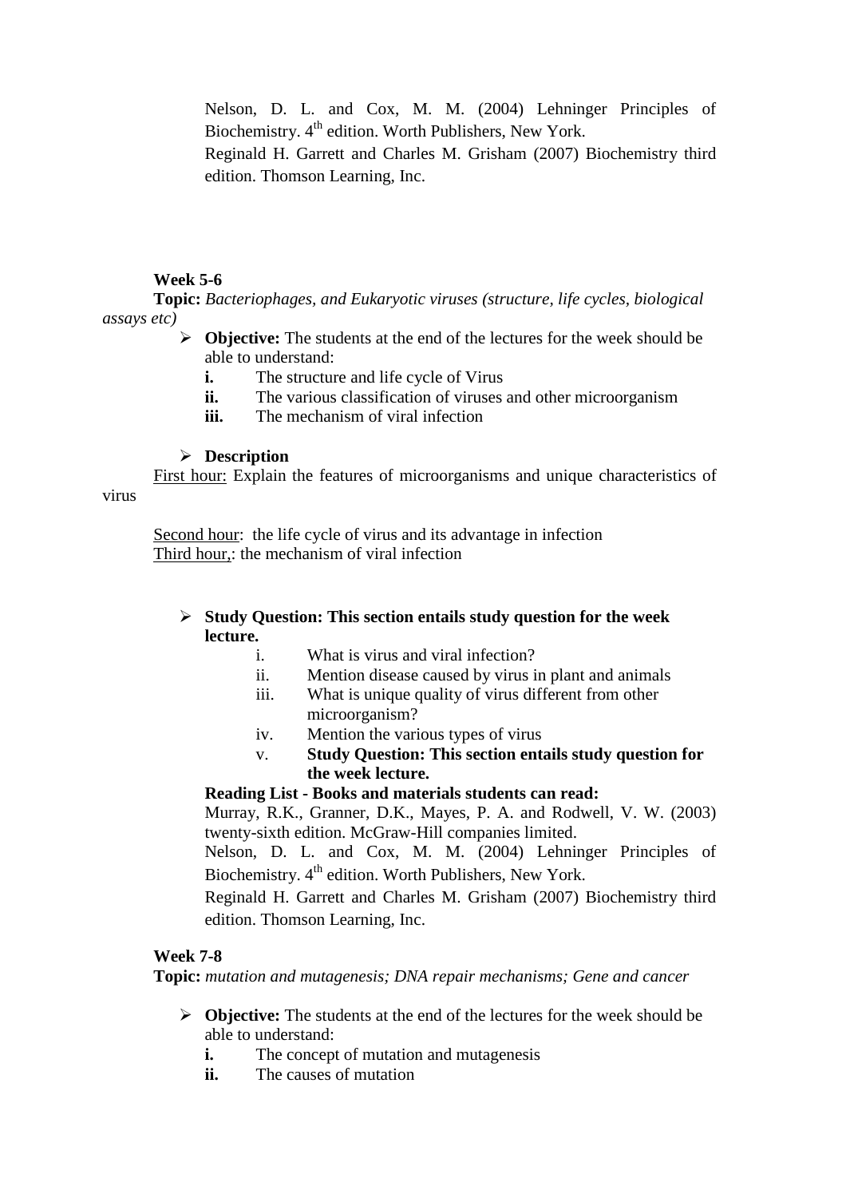Nelson, D. L. and Cox, M. M. (2004) Lehninger Principles of Biochemistry. 4th edition. Worth Publishers, New York.

Reginald H. Garrett and Charles M. Grisham (2007) Biochemistry third edition. Thomson Learning, Inc.

**Week 5-6**

**Topic:** *Bacteriophages, and Eukaryotic viruses (structure, life cycles, biological assays etc)*

- **Objective:** The students at the end of the lectures for the week should be able to understand:
  - **i.** The structure and life cycle of Virus
  - **ii.** The various classification of viruses and other microorganism
  - **iii.** The mechanism of viral infection

- **Description**

First hour: Explain the features of microorganisms and unique characteristics of virus

Second hour: the life cycle of virus and its advantage in infection

Third hour,: the mechanism of viral infection

- **Study Question: This section entails study question for the week lecture.**
  - i. What is virus and viral infection?
  - ii. Mention disease caused by virus in plant and animals
  - iii. What is unique quality of virus different from other microorganism?
  - iv. Mention the various types of virus
  - v. **Study Question: This section entails study question for the week lecture.**

**Reading List - Books and materials students can read:**

Murray, R.K., Granner, D.K., Mayes, P. A. and Rodwell, V. W. (2003) twenty-sixth edition. McGraw-Hill companies limited.

Nelson, D. L. and Cox, M. M. (2004) Lehninger Principles of Biochemistry. 4th edition. Worth Publishers, New York.

Reginald H. Garrett and Charles M. Grisham (2007) Biochemistry third edition. Thomson Learning, Inc.

**Week 7-8**

**Topic:** *mutation and mutagenesis; DNA repair mechanisms; Gene and cancer*

- **Objective:** The students at the end of the lectures for the week should be able to understand:
  - **i.** The concept of mutation and mutagenesis
  - **ii.** The causes of mutation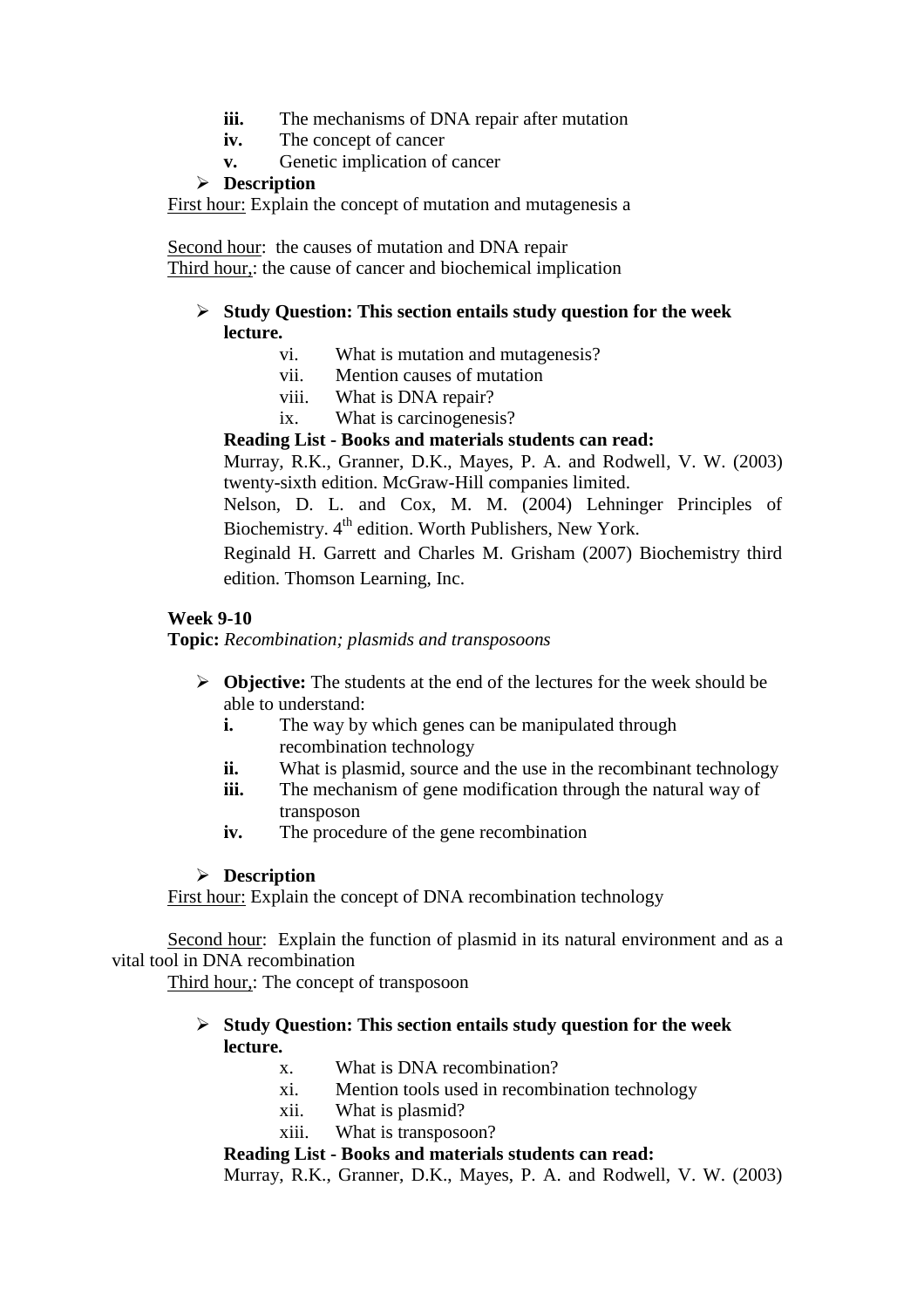- **iii.** The mechanisms of DNA repair after mutation
- **iv.** The concept of cancer
- **v.** Genetic implication of cancer

➢ **Description**

First hour: Explain the concept of mutation and mutagenesis a

Second hour: the causes of mutation and DNA repair
Third hour,: the cause of cancer and biochemical implication

➢ **Study Question: This section entails study question for the week lecture.**

- vi. What is mutation and mutagenesis?
- vii. Mention causes of mutation
- viii. What is DNA repair?
- ix. What is carcinogenesis?

**Reading List - Books and materials students can read:**

Murray, R.K., Granner, D.K., Mayes, P. A. and Rodwell, V. W. (2003) twenty-sixth edition. McGraw-Hill companies limited.

Nelson, D. L. and Cox, M. M. (2004) Lehninger Principles of Biochemistry. 4th edition. Worth Publishers, New York.

Reginald H. Garrett and Charles M. Grisham (2007) Biochemistry third edition. Thomson Learning, Inc.

**Week 9-10**

**Topic:** *Recombination; plasmids and transposoons*

➢ **Objective:** The students at the end of the lectures for the week should be able to understand:

- **i.** The way by which genes can be manipulated through recombination technology
- **ii.** What is plasmid, source and the use in the recombinant technology
- **iii.** The mechanism of gene modification through the natural way of transposon
- **iv.** The procedure of the gene recombination

➢ **Description**

First hour: Explain the concept of DNA recombination technology

Second hour: Explain the function of plasmid in its natural environment and as a vital tool in DNA recombination

Third hour,: The concept of transposoon

➢ **Study Question: This section entails study question for the week lecture.**

- x. What is DNA recombination?
- xi. Mention tools used in recombination technology
- xii. What is plasmid?
- xiii. What is transposoon?

**Reading List - Books and materials students can read:**

Murray, R.K., Granner, D.K., Mayes, P. A. and Rodwell, V. W. (2003)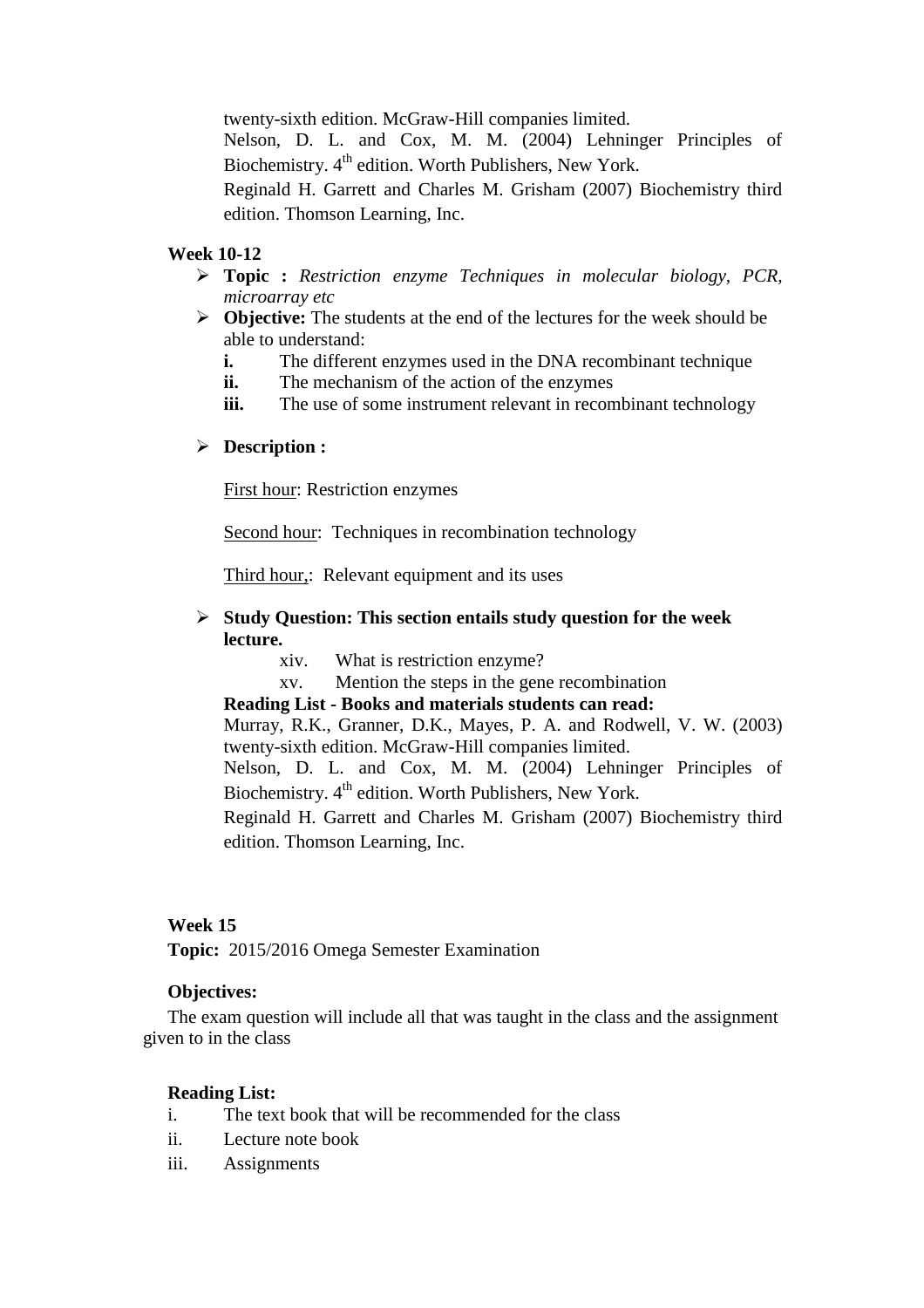twenty-sixth edition. McGraw-Hill companies limited.

Nelson, D. L. and Cox, M. M. (2004) Lehninger Principles of Biochemistry. 4th edition. Worth Publishers, New York.

Reginald H. Garrett and Charles M. Grisham (2007) Biochemistry third edition. Thomson Learning, Inc.

**Week 10-12**

- **Topic :** *Restriction enzyme Techniques in molecular biology, PCR, microarray etc*
- **Objective:** The students at the end of the lectures for the week should be able to understand:
  - **i.** The different enzymes used in the DNA recombinant technique
  - **ii.** The mechanism of the action of the enzymes
  - **iii.** The use of some instrument relevant in recombinant technology
- **Description :**

  First hour: Restriction enzymes

  Second hour: Techniques in recombination technology

  Third hour,: Relevant equipment and its uses

- **Study Question: This section entails study question for the week lecture.**
  - xiv. What is restriction enzyme?
  - xv. Mention the steps in the gene recombination

  **Reading List - Books and materials students can read:**

  Murray, R.K., Granner, D.K., Mayes, P. A. and Rodwell, V. W. (2003) twenty-sixth edition. McGraw-Hill companies limited.

  Nelson, D. L. and Cox, M. M. (2004) Lehninger Principles of Biochemistry. 4th edition. Worth Publishers, New York.

  Reginald H. Garrett and Charles M. Grisham (2007) Biochemistry third edition. Thomson Learning, Inc.

**Week 15**

**Topic:** 2015/2016 Omega Semester Examination

**Objectives:**

The exam question will include all that was taught in the class and the assignment given to in the class

**Reading List:**

i. The text book that will be recommended for the class

ii. Lecture note book

iii. Assignments